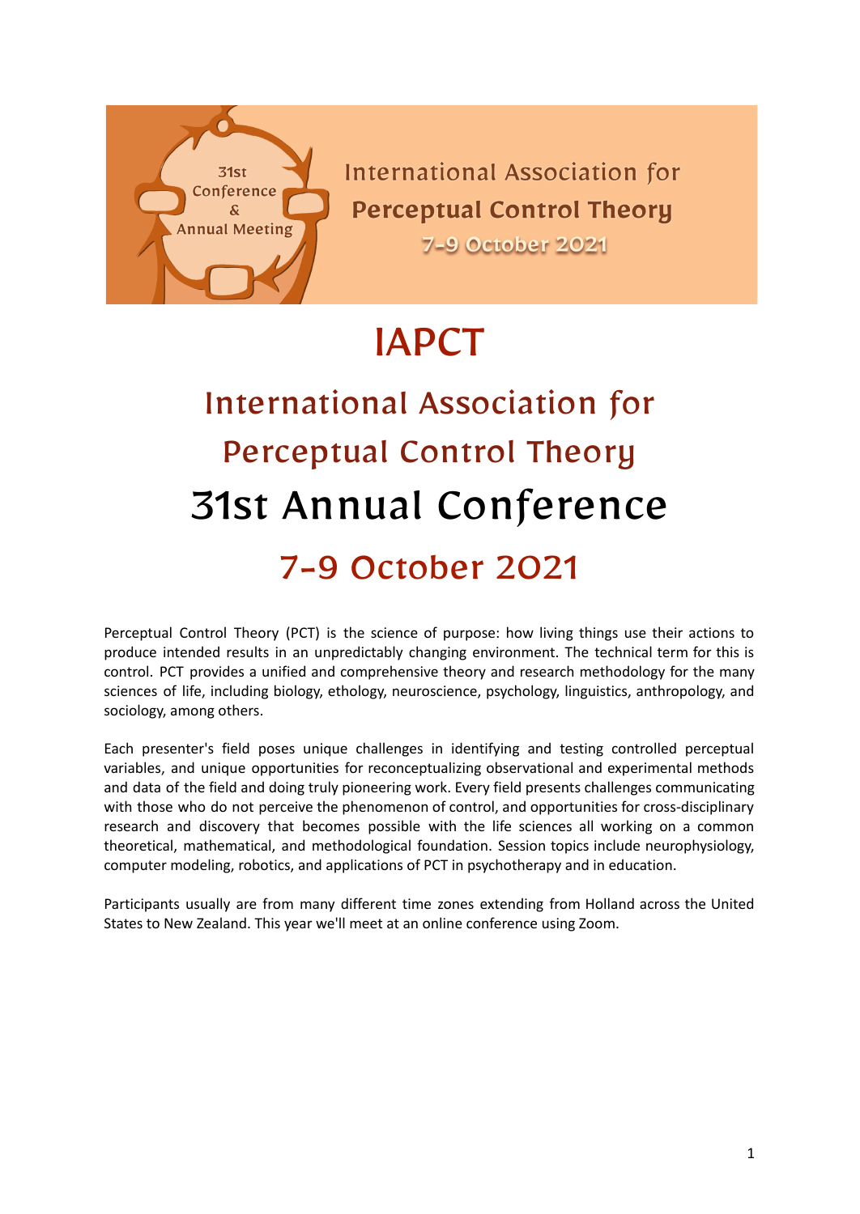31st Conference & Annual Meeting

International Association for Perceptual Control Theory

7-9 October 2021

# IAPCT

## International Association for Perceptual Control Theory

# 31st Annual Conference

## 7-9 October 2021

Perceptual Control Theory (PCT) is the science of purpose: how living things use their actions to produce intended results in an unpredictably changing environment. The technical term for this is control. PCT provides a unified and comprehensive theory and research methodology for the many sciences of life, including biology, ethology, neuroscience, psychology, linguistics, anthropology, and sociology, among others.

Each presenter's field poses unique challenges in identifying and testing controlled perceptual variables, and unique opportunities for reconceptualizing observational and experimental methods and data of the field and doing truly pioneering work. Every field presents challenges communicating with those who do not perceive the phenomenon of control, and opportunities for cross-disciplinary research and discovery that becomes possible with the life sciences all working on a common theoretical, mathematical, and methodological foundation. Session topics include neurophysiology, computer modeling, robotics, and applications of PCT in psychotherapy and in education.

Participants usually are from many different time zones extending from Holland across the United States to New Zealand. This year we'll meet at an online conference using Zoom.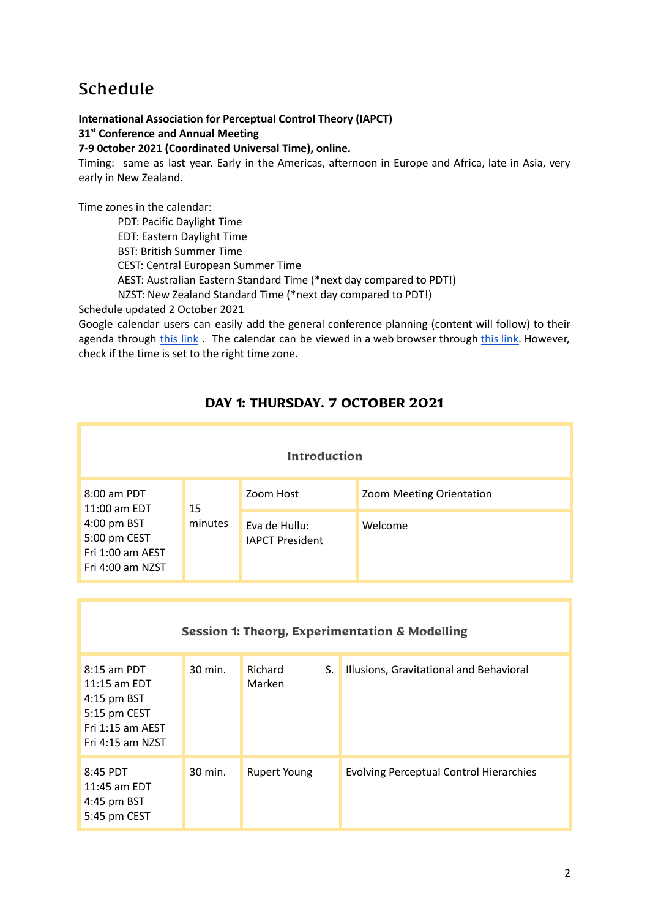# Schedule

**International Association for Perceptual Control Theory (IAPCT)**
**31st Conference and Annual Meeting**
**7-9 0ctober 2021 (Coordinated Universal Time), online.**
Timing: same as last year. Early in the Americas, afternoon in Europe and Africa, late in Asia, very early in New Zealand.

Time zones in the calendar:

- PDT: Pacific Daylight Time
- EDT: Eastern Daylight Time
- BST: British Summer Time
- CEST: Central European Summer Time
- AEST: Australian Eastern Standard Time (*next day compared to PDT!)
- NZST: New Zealand Standard Time (*next day compared to PDT!)

Schedule updated 2 October 2021
Google calendar users can easily add the general conference planning (content will follow) to their agenda through this link . The calendar can be viewed in a web browser through this link. However, check if the time is set to the right time zone.

## DAY 1: THURSDAY. 7 OCTOBER 2021

| Introduction | | | |
|---|---|---|---|
| 8:00 am PDT<br>11:00 am EDT<br>4:00 pm BST<br>5:00 pm CEST<br>Fri 1:00 am AEST<br>Fri 4:00 am NZST | 15 minutes | Zoom Host | Zoom Meeting Orientation |
| | | Eva de Hullu: IAPCT President | Welcome |

| Session 1: Theory, Experimentation & Modelling | | | |
|---|---|---|---|
| 8:15 am PDT<br>11:15 am EDT<br>4:15 pm BST<br>5:15 pm CEST<br>Fri 1:15 am AEST<br>Fri 4:15 am NZST | 30 min. | Richard S. Marken | Illusions, Gravitational and Behavioral |
| 8:45 PDT<br>11:45 am EDT<br>4:45 pm BST<br>5:45 pm CEST | 30 min. | Rupert Young | Evolving Perceptual Control Hierarchies |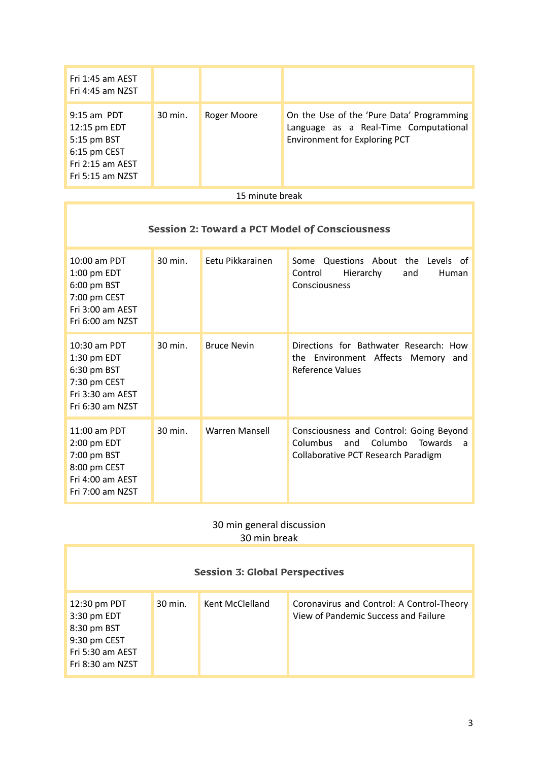| | | | |
|---|---|---|---|
| Fri 1:45 am AEST<br>Fri 4:45 am NZST | | | |
| 9:15 am PDT<br>12:15 pm EDT<br>5:15 pm BST<br>6:15 pm CEST<br>Fri 2:15 am AEST<br>Fri 5:15 am NZST | 30 min. | Roger Moore | On the Use of the 'Pure Data' Programming Language as a Real-Time Computational Environment for Exploring PCT |

15 minute break

| **Session 2: Toward a PCT Model of Consciousness** | | | |
|---|---|---|---|
| 10:00 am PDT<br>1:00 pm EDT<br>6:00 pm BST<br>7:00 pm CEST<br>Fri 3:00 am AEST<br>Fri 6:00 am NZST | 30 min. | Eetu Pikkarainen | Some Questions About the Levels of Control Hierarchy and Human Consciousness |
| 10:30 am PDT<br>1:30 pm EDT<br>6:30 pm BST<br>7:30 pm CEST<br>Fri 3:30 am AEST<br>Fri 6:30 am NZST | 30 min. | Bruce Nevin | Directions for Bathwater Research: How the Environment Affects Memory and Reference Values |
| 11:00 am PDT<br>2:00 pm EDT<br>7:00 pm BST<br>8:00 pm CEST<br>Fri 4:00 am AEST<br>Fri 7:00 am NZST | 30 min. | Warren Mansell | Consciousness and Control: Going Beyond Columbus and Columbo Towards a Collaborative PCT Research Paradigm |

30 min general discussion
30 min break

| **Session 3: Global Perspectives** | | | |
|---|---|---|---|
| 12:30 pm PDT<br>3:30 pm EDT<br>8:30 pm BST<br>9:30 pm CEST<br>Fri 5:30 am AEST<br>Fri 8:30 am NZST | 30 min. | Kent McClelland | Coronavirus and Control: A Control-Theory View of Pandemic Success and Failure |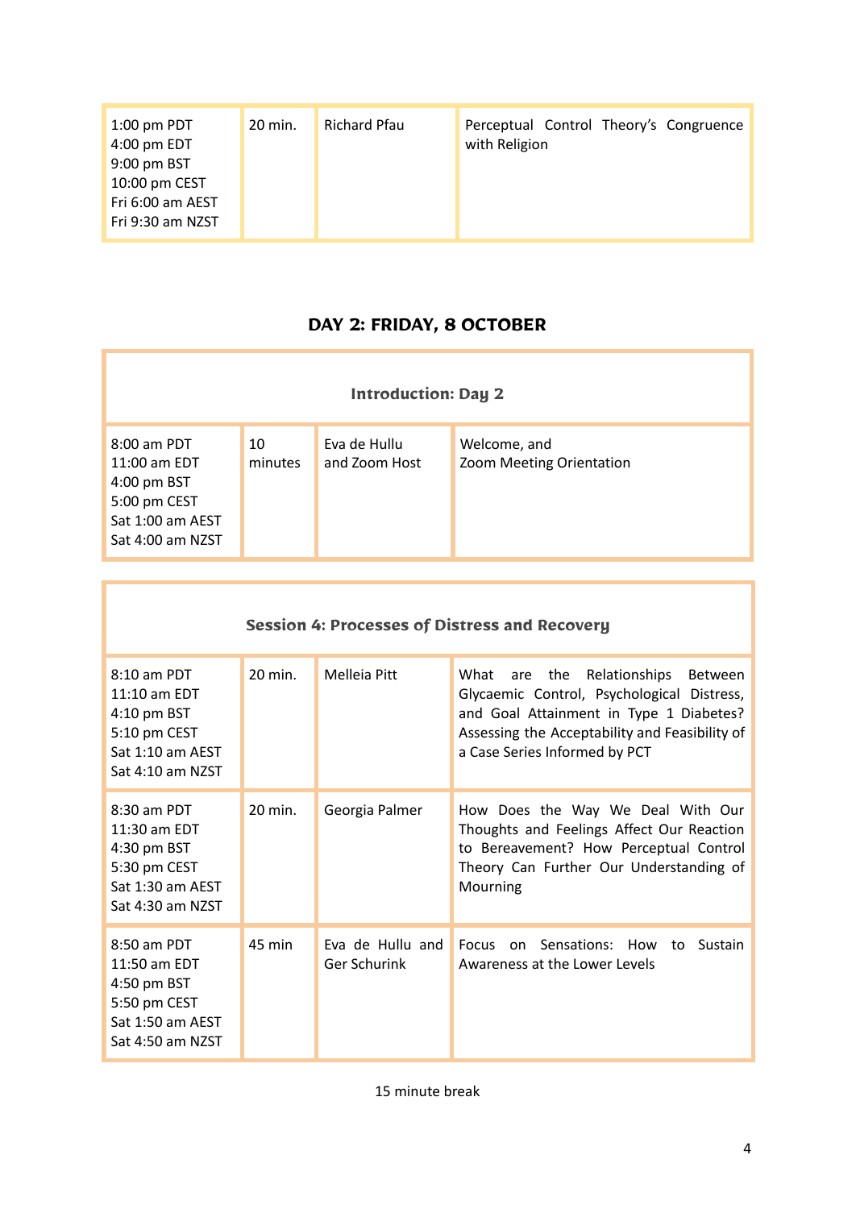| | | | |
|---|---|---|---|
| 1:00 pm PDT<br>4:00 pm EDT<br>9:00 pm BST<br>10:00 pm CEST<br>Fri 6:00 am AEST<br>Fri 9:30 am NZST | 20 min. | Richard Pfau | Perceptual Control Theory's Congruence with Religion |

## DAY 2: FRIDAY, 8 OCTOBER

| Introduction: Day 2 | | | |
|---|---|---|---|
| 8:00 am PDT<br>11:00 am EDT<br>4:00 pm BST<br>5:00 pm CEST<br>Sat 1:00 am AEST<br>Sat 4:00 am NZST | 10 minutes | Eva de Hullu and Zoom Host | Welcome, and<br>Zoom Meeting Orientation |

| Session 4: Processes of Distress and Recovery | | | |
|---|---|---|---|
| 8:10 am PDT<br>11:10 am EDT<br>4:10 pm BST<br>5:10 pm CEST<br>Sat 1:10 am AEST<br>Sat 4:10 am NZST | 20 min. | Melleia Pitt | What are the Relationships Between Glycaemic Control, Psychological Distress, and Goal Attainment in Type 1 Diabetes? Assessing the Acceptability and Feasibility of a Case Series Informed by PCT |
| 8:30 am PDT<br>11:30 am EDT<br>4:30 pm BST<br>5:30 pm CEST<br>Sat 1:30 am AEST<br>Sat 4:30 am NZST | 20 min. | Georgia Palmer | How Does the Way We Deal With Our Thoughts and Feelings Affect Our Reaction to Bereavement? How Perceptual Control Theory Can Further Our Understanding of Mourning |
| 8:50 am PDT<br>11:50 am EDT<br>4:50 pm BST<br>5:50 pm CEST<br>Sat 1:50 am AEST<br>Sat 4:50 am NZST | 45 min | Eva de Hullu and Ger Schurink | Focus on Sensations: How to Sustain Awareness at the Lower Levels |

15 minute break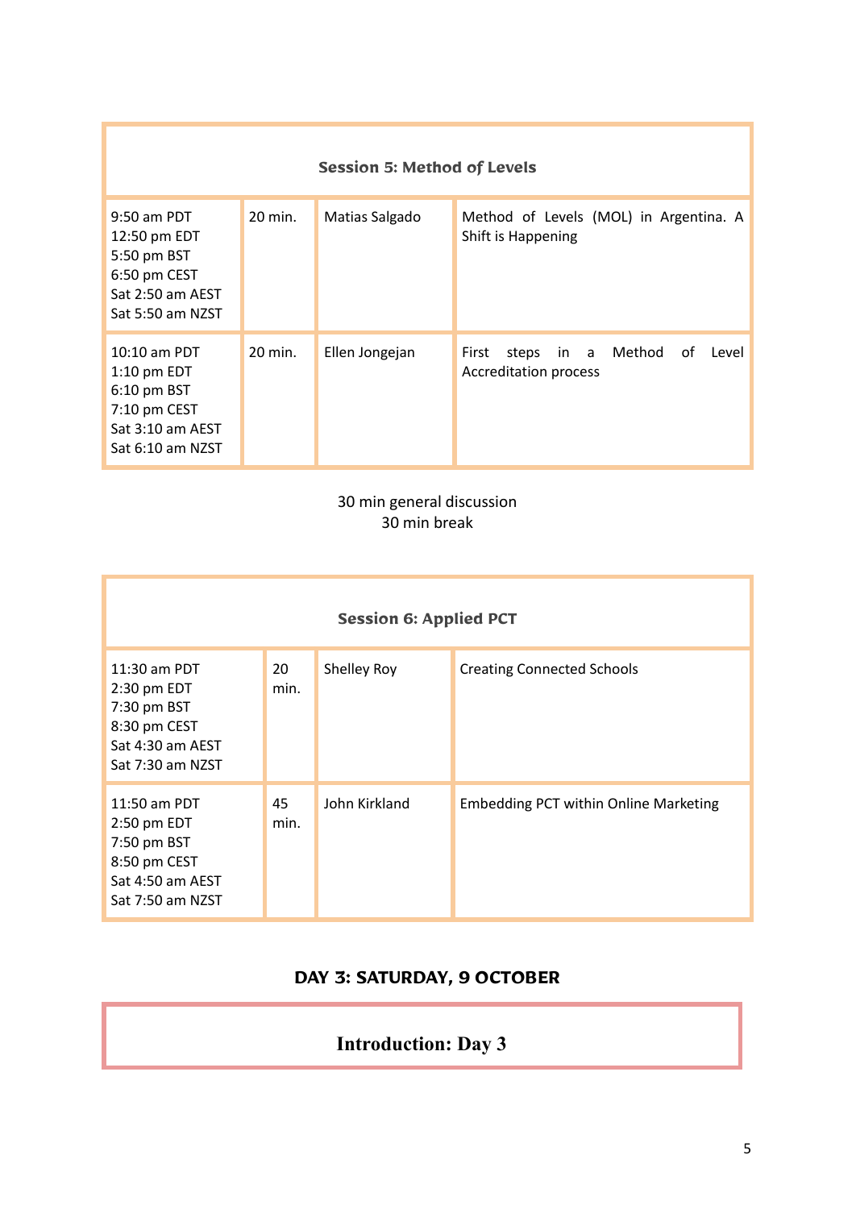| **Session 5: Method of Levels** | | | |
|---|---|---|---|
| 9:50 am PDT<br>12:50 pm EDT<br>5:50 pm BST<br>6:50 pm CEST<br>Sat 2:50 am AEST<br>Sat 5:50 am NZST | 20 min. | Matias Salgado | Method of Levels (MOL) in Argentina. A Shift is Happening |
| 10:10 am PDT<br>1:10 pm EDT<br>6:10 pm BST<br>7:10 pm CEST<br>Sat 3:10 am AEST<br>Sat 6:10 am NZST | 20 min. | Ellen Jongejan | First steps in a Method of Level Accreditation process |

30 min general discussion
30 min break

| **Session 6: Applied PCT** | | | |
|---|---|---|---|
| 11:30 am PDT<br>2:30 pm EDT<br>7:30 pm BST<br>8:30 pm CEST<br>Sat 4:30 am AEST<br>Sat 7:30 am NZST | 20 min. | Shelley Roy | Creating Connected Schools |
| 11:50 am PDT<br>2:50 pm EDT<br>7:50 pm BST<br>8:50 pm CEST<br>Sat 4:50 am AEST<br>Sat 7:50 am NZST | 45 min. | John Kirkland | Embedding PCT within Online Marketing |

## DAY 3: SATURDAY, 9 OCTOBER

### Introduction: Day 3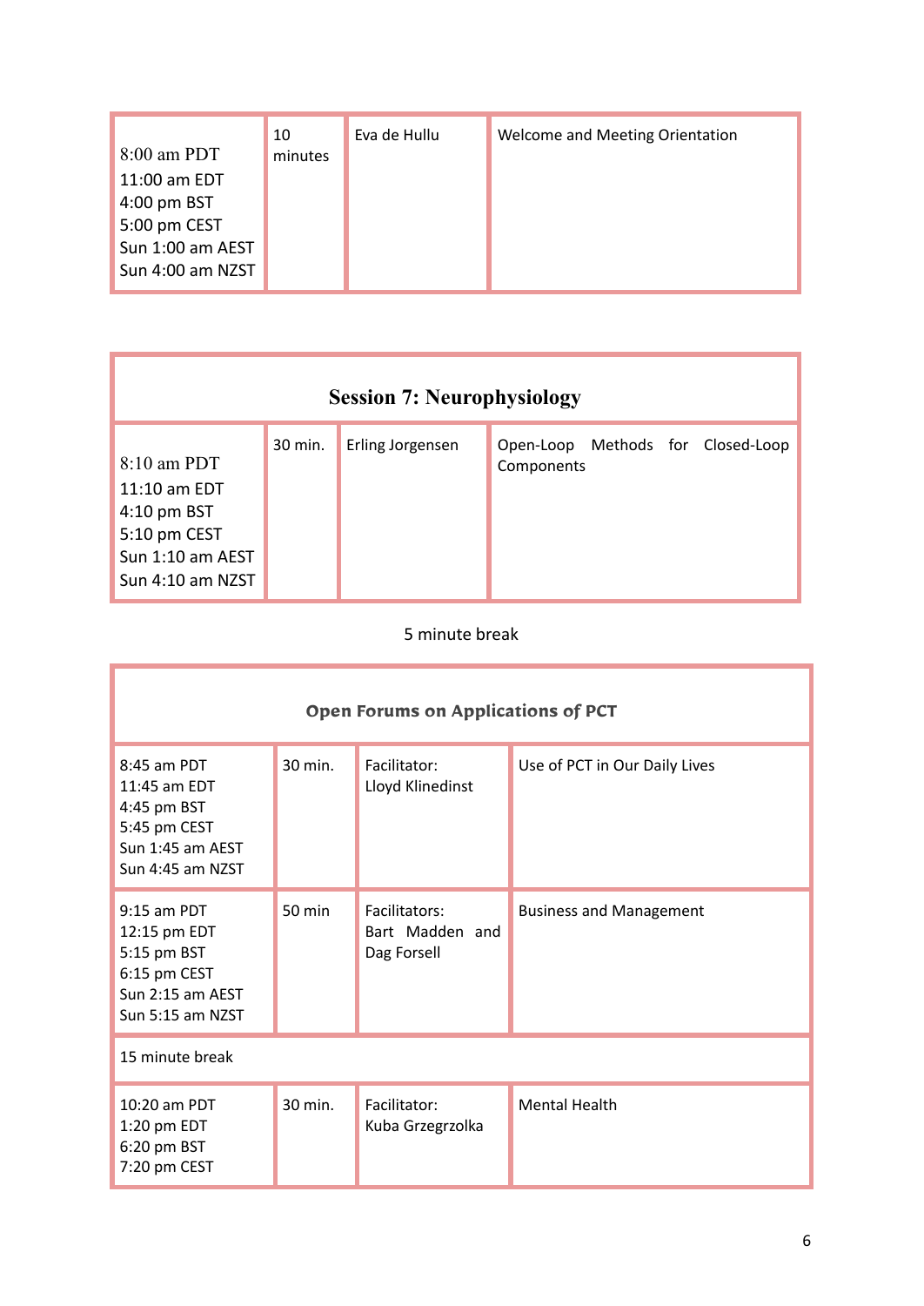| 8:00 am PDT<br>11:00 am EDT<br>4:00 pm BST<br>5:00 pm CEST<br>Sun 1:00 am AEST<br>Sun 4:00 am NZST | 10 minutes | Eva de Hullu | Welcome and Meeting Orientation |
|---|---|---|---|

| **Session 7: Neurophysiology** | | | |
|---|---|---|---|
| 8:10 am PDT<br>11:10 am EDT<br>4:10 pm BST<br>5:10 pm CEST<br>Sun 1:10 am AEST<br>Sun 4:10 am NZST | 30 min. | Erling Jorgensen | Open-Loop Methods for Closed-Loop Components |

5 minute break

| **Open Forums on Applications of PCT** | | | |
|---|---|---|---|
| 8:45 am PDT<br>11:45 am EDT<br>4:45 pm BST<br>5:45 pm CEST<br>Sun 1:45 am AEST<br>Sun 4:45 am NZST | 30 min. | Facilitator:<br>Lloyd Klinedinst | Use of PCT in Our Daily Lives |
| 9:15 am PDT<br>12:15 pm EDT<br>5:15 pm BST<br>6:15 pm CEST<br>Sun 2:15 am AEST<br>Sun 5:15 am NZST | 50 min | Facilitators:<br>Bart Madden and Dag Forsell | Business and Management |
| 15 minute break | | | |
| 10:20 am PDT<br>1:20 pm EDT<br>6:20 pm BST<br>7:20 pm CEST | 30 min. | Facilitator:<br>Kuba Grzegrzolka | Mental Health |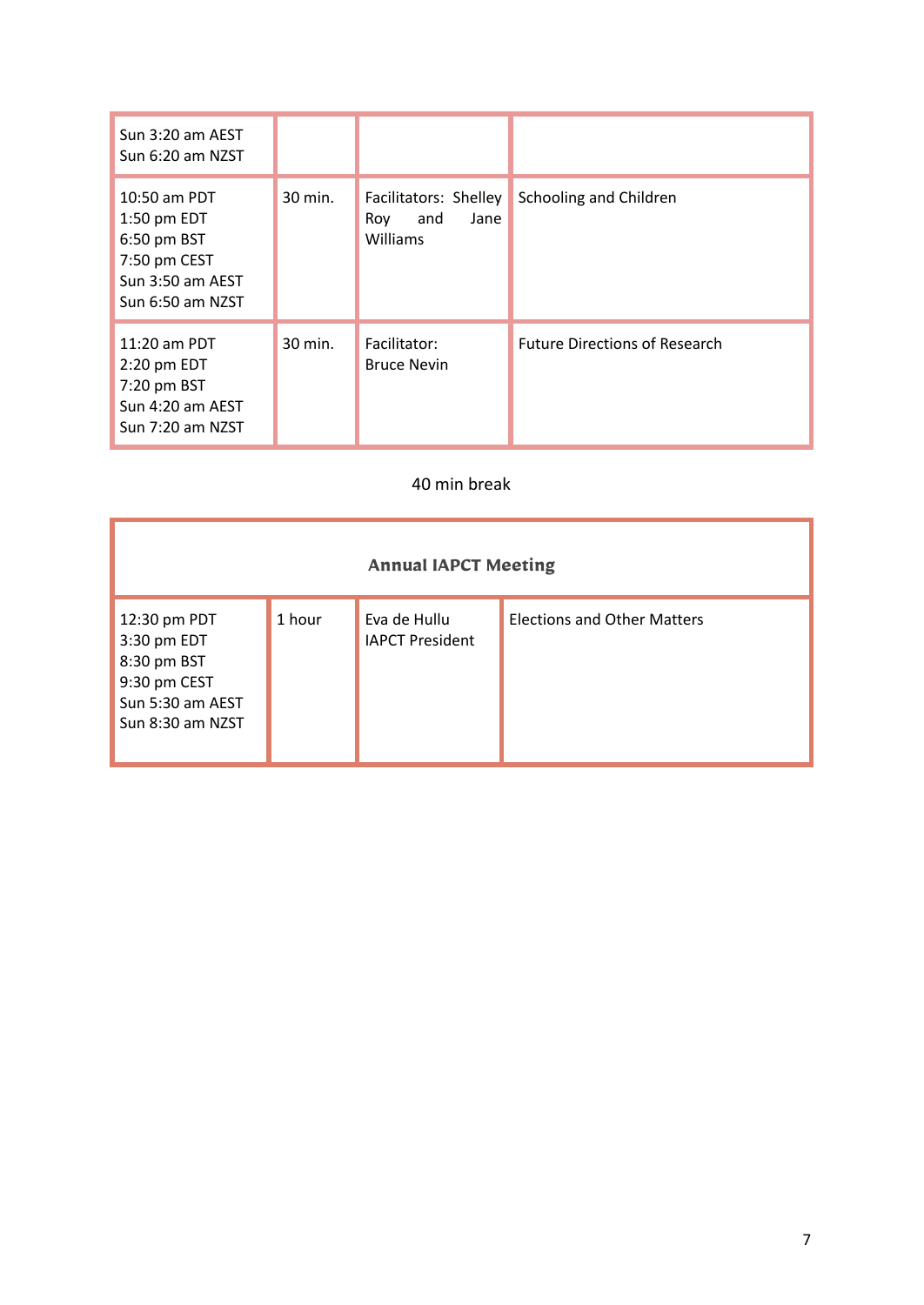| | | | |
|---|---|---|---|
| Sun 3:20 am AEST<br>Sun 6:20 am NZST | | | |
| 10:50 am PDT<br>1:50 pm EDT<br>6:50 pm BST<br>7:50 pm CEST<br>Sun 3:50 am AEST<br>Sun 6:50 am NZST | 30 min. | Facilitators: Shelley Roy and Jane Williams | Schooling and Children |
| 11:20 am PDT<br>2:20 pm EDT<br>7:20 pm BST<br>Sun 4:20 am AEST<br>Sun 7:20 am NZST | 30 min. | Facilitator:<br>Bruce Nevin | Future Directions of Research |

40 min break

| **Annual IAPCT Meeting** | | | |
|---|---|---|---|
| 12:30 pm PDT<br>3:30 pm EDT<br>8:30 pm BST<br>9:30 pm CEST<br>Sun 5:30 am AEST<br>Sun 8:30 am NZST | 1 hour | Eva de Hullu<br>IAPCT President | Elections and Other Matters |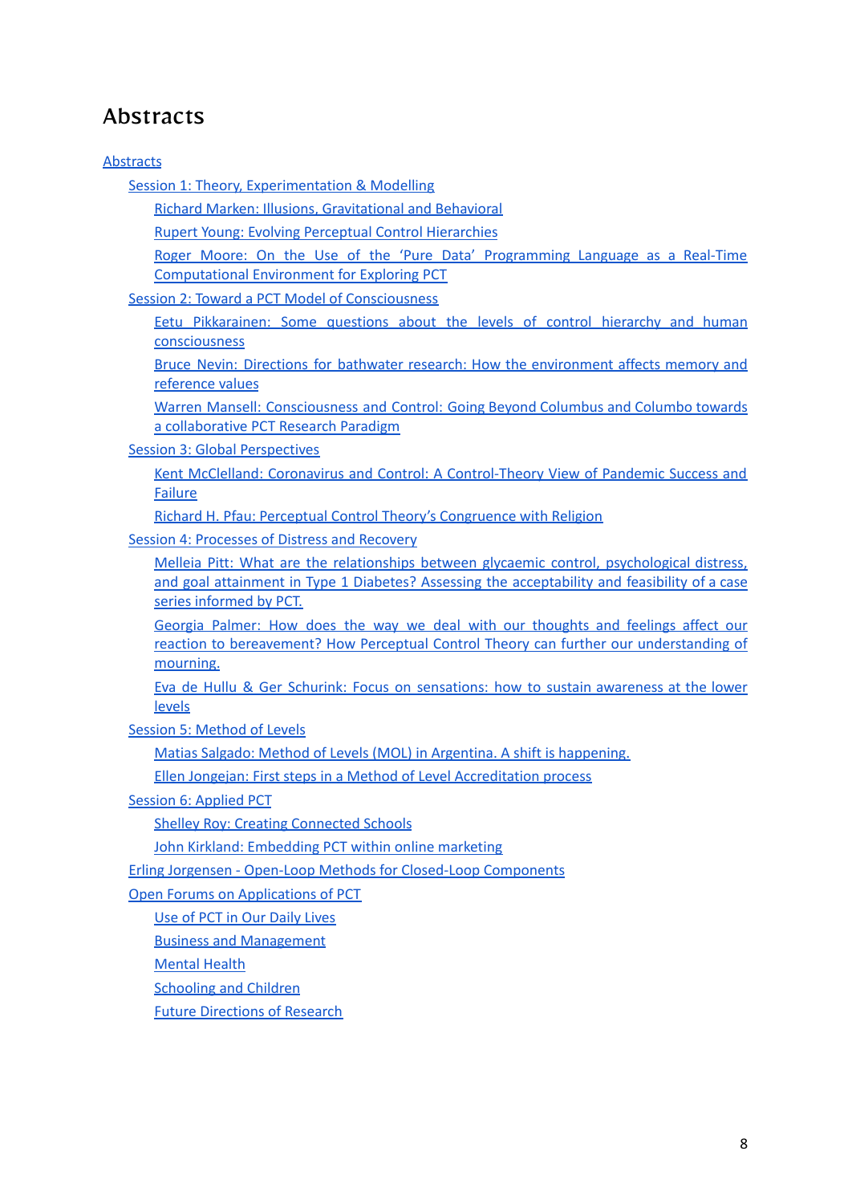# Abstracts

- Abstracts
  - Session 1: Theory, Experimentation & Modelling
    - Richard Marken: Illusions, Gravitational and Behavioral
    - Rupert Young: Evolving Perceptual Control Hierarchies
    - Roger Moore: On the Use of the 'Pure Data' Programming Language as a Real-Time Computational Environment for Exploring PCT
  - Session 2: Toward a PCT Model of Consciousness
    - Eetu Pikkarainen: Some questions about the levels of control hierarchy and human consciousness
    - Bruce Nevin: Directions for bathwater research: How the environment affects memory and reference values
    - Warren Mansell: Consciousness and Control: Going Beyond Columbus and Columbo towards a collaborative PCT Research Paradigm
  - Session 3: Global Perspectives
    - Kent McClelland: Coronavirus and Control: A Control-Theory View of Pandemic Success and Failure
    - Richard H. Pfau: Perceptual Control Theory's Congruence with Religion
  - Session 4: Processes of Distress and Recovery
    - Melleia Pitt: What are the relationships between glycaemic control, psychological distress, and goal attainment in Type 1 Diabetes? Assessing the acceptability and feasibility of a case series informed by PCT.
    - Georgia Palmer: How does the way we deal with our thoughts and feelings affect our reaction to bereavement? How Perceptual Control Theory can further our understanding of mourning.
    - Eva de Hullu & Ger Schurink: Focus on sensations: how to sustain awareness at the lower levels
  - Session 5: Method of Levels
    - Matias Salgado: Method of Levels (MOL) in Argentina. A shift is happening.
    - Ellen Jongejan: First steps in a Method of Level Accreditation process
  - Session 6: Applied PCT
    - Shelley Roy: Creating Connected Schools
    - John Kirkland: Embedding PCT within online marketing
  - Erling Jorgensen - Open-Loop Methods for Closed-Loop Components
  - Open Forums on Applications of PCT
    - Use of PCT in Our Daily Lives
    - Business and Management
    - Mental Health
    - Schooling and Children
    - Future Directions of Research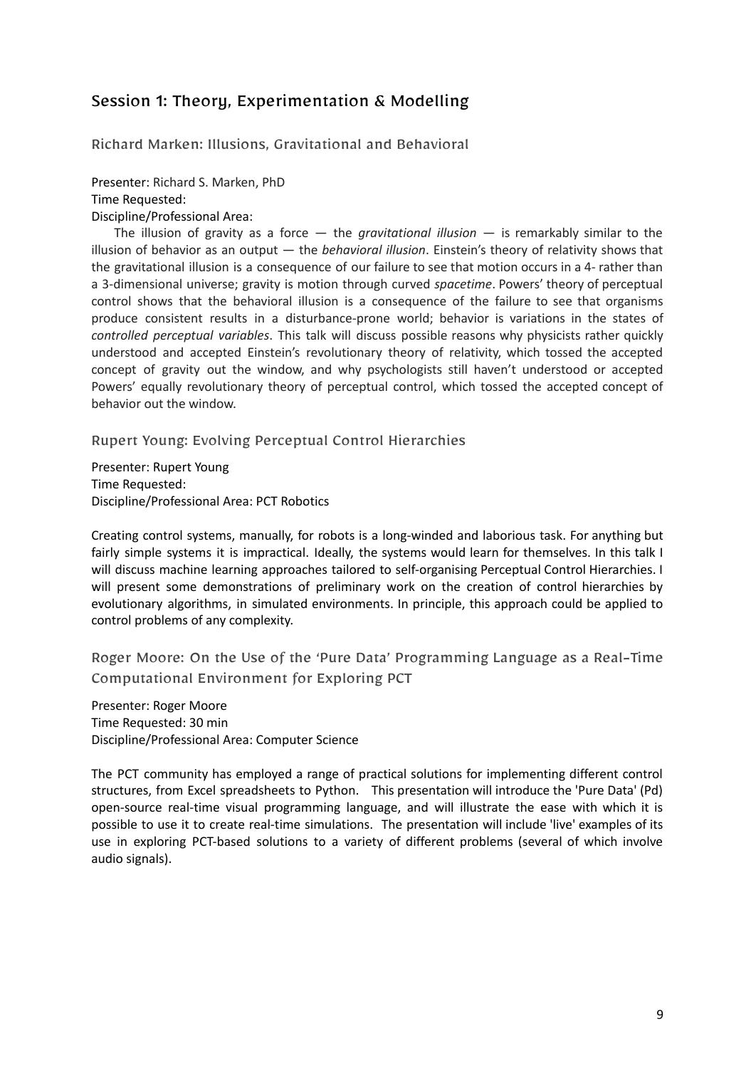## Session 1: Theory, Experimentation & Modelling

### Richard Marken: Illusions, Gravitational and Behavioral

Presenter: Richard S. Marken, PhD
Time Requested:
Discipline/Professional Area:

The illusion of gravity as a force — the *gravitational illusion* — is remarkably similar to the illusion of behavior as an output — the *behavioral illusion*. Einstein's theory of relativity shows that the gravitational illusion is a consequence of our failure to see that motion occurs in a 4- rather than a 3-dimensional universe; gravity is motion through curved *spacetime*. Powers' theory of perceptual control shows that the behavioral illusion is a consequence of the failure to see that organisms produce consistent results in a disturbance-prone world; behavior is variations in the states of *controlled perceptual variables*. This talk will discuss possible reasons why physicists rather quickly understood and accepted Einstein's revolutionary theory of relativity, which tossed the accepted concept of gravity out the window, and why psychologists still haven't understood or accepted Powers' equally revolutionary theory of perceptual control, which tossed the accepted concept of behavior out the window.

### Rupert Young: Evolving Perceptual Control Hierarchies

Presenter: Rupert Young
Time Requested:
Discipline/Professional Area: PCT Robotics

Creating control systems, manually, for robots is a long-winded and laborious task. For anything but fairly simple systems it is impractical. Ideally, the systems would learn for themselves. In this talk I will discuss machine learning approaches tailored to self-organising Perceptual Control Hierarchies. I will present some demonstrations of preliminary work on the creation of control hierarchies by evolutionary algorithms, in simulated environments. In principle, this approach could be applied to control problems of any complexity.

### Roger Moore: On the Use of the 'Pure Data' Programming Language as a Real-Time Computational Environment for Exploring PCT

Presenter: Roger Moore
Time Requested: 30 min
Discipline/Professional Area: Computer Science

The PCT community has employed a range of practical solutions for implementing different control structures, from Excel spreadsheets to Python. This presentation will introduce the 'Pure Data' (Pd) open-source real-time visual programming language, and will illustrate the ease with which it is possible to use it to create real-time simulations. The presentation will include 'live' examples of its use in exploring PCT-based solutions to a variety of different problems (several of which involve audio signals).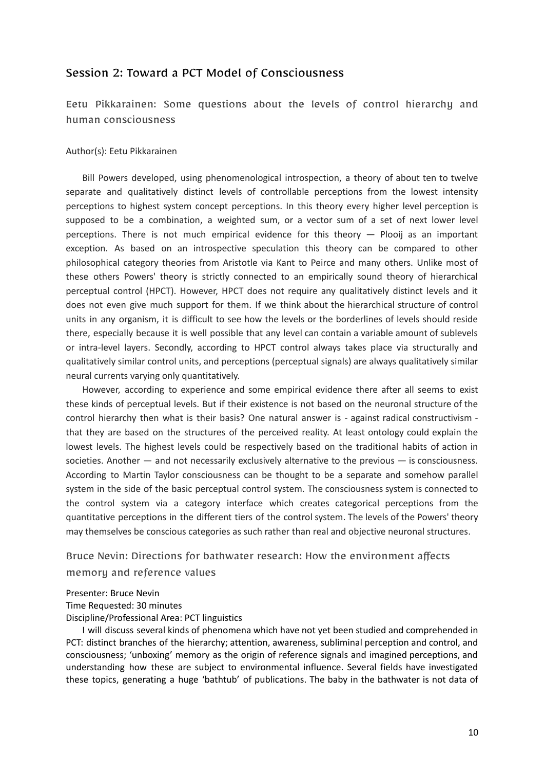## Session 2: Toward a PCT Model of Consciousness

### Eetu Pikkarainen: Some questions about the levels of control hierarchy and human consciousness

Author(s): Eetu Pikkarainen

Bill Powers developed, using phenomenological introspection, a theory of about ten to twelve separate and qualitatively distinct levels of controllable perceptions from the lowest intensity perceptions to highest system concept perceptions. In this theory every higher level perception is supposed to be a combination, a weighted sum, or a vector sum of a set of next lower level perceptions. There is not much empirical evidence for this theory — Plooij as an important exception. As based on an introspective speculation this theory can be compared to other philosophical category theories from Aristotle via Kant to Peirce and many others. Unlike most of these others Powers' theory is strictly connected to an empirically sound theory of hierarchical perceptual control (HPCT). However, HPCT does not require any qualitatively distinct levels and it does not even give much support for them. If we think about the hierarchical structure of control units in any organism, it is difficult to see how the levels or the borderlines of levels should reside there, especially because it is well possible that any level can contain a variable amount of sublevels or intra-level layers. Secondly, according to HPCT control always takes place via structurally and qualitatively similar control units, and perceptions (perceptual signals) are always qualitatively similar neural currents varying only quantitatively.

However, according to experience and some empirical evidence there after all seems to exist these kinds of perceptual levels. But if their existence is not based on the neuronal structure of the control hierarchy then what is their basis? One natural answer is - against radical constructivism - that they are based on the structures of the perceived reality. At least ontology could explain the lowest levels. The highest levels could be respectively based on the traditional habits of action in societies. Another — and not necessarily exclusively alternative to the previous — is consciousness. According to Martin Taylor consciousness can be thought to be a separate and somehow parallel system in the side of the basic perceptual control system. The consciousness system is connected to the control system via a category interface which creates categorical perceptions from the quantitative perceptions in the different tiers of the control system. The levels of the Powers' theory may themselves be conscious categories as such rather than real and objective neuronal structures.

### Bruce Nevin: Directions for bathwater research: How the environment affects memory and reference values

Presenter: Bruce Nevin
Time Requested: 30 minutes
Discipline/Professional Area: PCT linguistics

I will discuss several kinds of phenomena which have not yet been studied and comprehended in PCT: distinct branches of the hierarchy; attention, awareness, subliminal perception and control, and consciousness; 'unboxing' memory as the origin of reference signals and imagined perceptions, and understanding how these are subject to environmental influence. Several fields have investigated these topics, generating a huge 'bathtub' of publications. The baby in the bathwater is not data of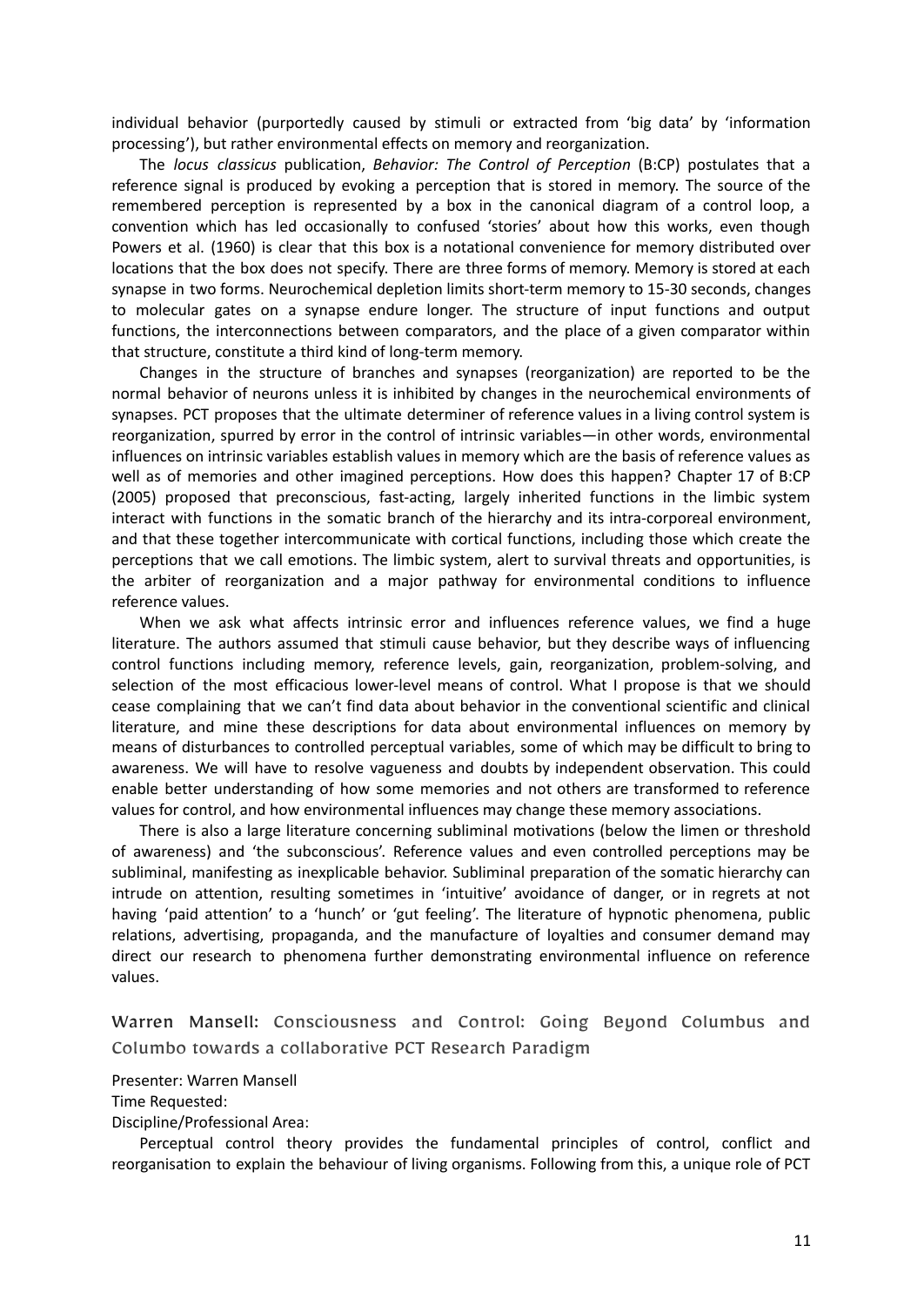individual behavior (purportedly caused by stimuli or extracted from 'big data' by 'information processing'), but rather environmental effects on memory and reorganization.

The *locus classicus* publication, *Behavior: The Control of Perception* (B:CP) postulates that a reference signal is produced by evoking a perception that is stored in memory. The source of the remembered perception is represented by a box in the canonical diagram of a control loop, a convention which has led occasionally to confused 'stories' about how this works, even though Powers et al. (1960) is clear that this box is a notational convenience for memory distributed over locations that the box does not specify. There are three forms of memory. Memory is stored at each synapse in two forms. Neurochemical depletion limits short-term memory to 15-30 seconds, changes to molecular gates on a synapse endure longer. The structure of input functions and output functions, the interconnections between comparators, and the place of a given comparator within that structure, constitute a third kind of long-term memory.

Changes in the structure of branches and synapses (reorganization) are reported to be the normal behavior of neurons unless it is inhibited by changes in the neurochemical environments of synapses. PCT proposes that the ultimate determiner of reference values in a living control system is reorganization, spurred by error in the control of intrinsic variables—in other words, environmental influences on intrinsic variables establish values in memory which are the basis of reference values as well as of memories and other imagined perceptions. How does this happen? Chapter 17 of B:CP (2005) proposed that preconscious, fast-acting, largely inherited functions in the limbic system interact with functions in the somatic branch of the hierarchy and its intra-corporeal environment, and that these together intercommunicate with cortical functions, including those which create the perceptions that we call emotions. The limbic system, alert to survival threats and opportunities, is the arbiter of reorganization and a major pathway for environmental conditions to influence reference values.

When we ask what affects intrinsic error and influences reference values, we find a huge literature. The authors assumed that stimuli cause behavior, but they describe ways of influencing control functions including memory, reference levels, gain, reorganization, problem-solving, and selection of the most efficacious lower-level means of control. What I propose is that we should cease complaining that we can't find data about behavior in the conventional scientific and clinical literature, and mine these descriptions for data about environmental influences on memory by means of disturbances to controlled perceptual variables, some of which may be difficult to bring to awareness. We will have to resolve vagueness and doubts by independent observation. This could enable better understanding of how some memories and not others are transformed to reference values for control, and how environmental influences may change these memory associations.

There is also a large literature concerning subliminal motivations (below the limen or threshold of awareness) and 'the subconscious'. Reference values and even controlled perceptions may be subliminal, manifesting as inexplicable behavior. Subliminal preparation of the somatic hierarchy can intrude on attention, resulting sometimes in 'intuitive' avoidance of danger, or in regrets at not having 'paid attention' to a 'hunch' or 'gut feeling'. The literature of hypnotic phenomena, public relations, advertising, propaganda, and the manufacture of loyalties and consumer demand may direct our research to phenomena further demonstrating environmental influence on reference values.

## Warren Mansell: Consciousness and Control: Going Beyond Columbus and Columbo towards a collaborative PCT Research Paradigm

Presenter: Warren Mansell
Time Requested:
Discipline/Professional Area:

Perceptual control theory provides the fundamental principles of control, conflict and reorganisation to explain the behaviour of living organisms. Following from this, a unique role of PCT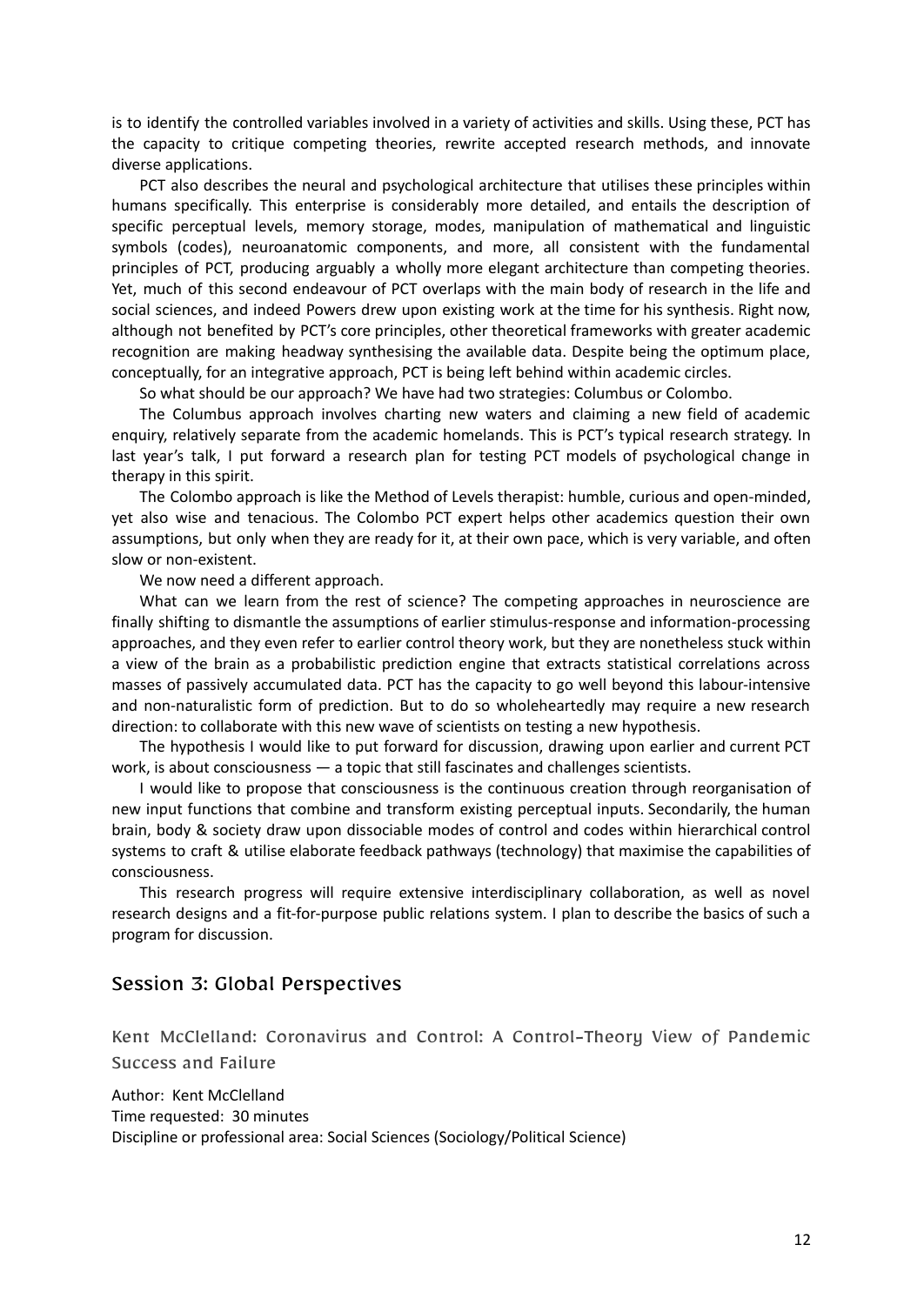is to identify the controlled variables involved in a variety of activities and skills. Using these, PCT has the capacity to critique competing theories, rewrite accepted research methods, and innovate diverse applications.

PCT also describes the neural and psychological architecture that utilises these principles within humans specifically. This enterprise is considerably more detailed, and entails the description of specific perceptual levels, memory storage, modes, manipulation of mathematical and linguistic symbols (codes), neuroanatomic components, and more, all consistent with the fundamental principles of PCT, producing arguably a wholly more elegant architecture than competing theories. Yet, much of this second endeavour of PCT overlaps with the main body of research in the life and social sciences, and indeed Powers drew upon existing work at the time for his synthesis. Right now, although not benefited by PCT's core principles, other theoretical frameworks with greater academic recognition are making headway synthesising the available data. Despite being the optimum place, conceptually, for an integrative approach, PCT is being left behind within academic circles.

So what should be our approach? We have had two strategies: Columbus or Colombo.

The Columbus approach involves charting new waters and claiming a new field of academic enquiry, relatively separate from the academic homelands. This is PCT's typical research strategy. In last year's talk, I put forward a research plan for testing PCT models of psychological change in therapy in this spirit.

The Colombo approach is like the Method of Levels therapist: humble, curious and open-minded, yet also wise and tenacious. The Colombo PCT expert helps other academics question their own assumptions, but only when they are ready for it, at their own pace, which is very variable, and often slow or non-existent.

We now need a different approach.

What can we learn from the rest of science? The competing approaches in neuroscience are finally shifting to dismantle the assumptions of earlier stimulus-response and information-processing approaches, and they even refer to earlier control theory work, but they are nonetheless stuck within a view of the brain as a probabilistic prediction engine that extracts statistical correlations across masses of passively accumulated data. PCT has the capacity to go well beyond this labour-intensive and non-naturalistic form of prediction. But to do so wholeheartedly may require a new research direction: to collaborate with this new wave of scientists on testing a new hypothesis.

The hypothesis I would like to put forward for discussion, drawing upon earlier and current PCT work, is about consciousness — a topic that still fascinates and challenges scientists.

I would like to propose that consciousness is the continuous creation through reorganisation of new input functions that combine and transform existing perceptual inputs. Secondarily, the human brain, body & society draw upon dissociable modes of control and codes within hierarchical control systems to craft & utilise elaborate feedback pathways (technology) that maximise the capabilities of consciousness.

This research progress will require extensive interdisciplinary collaboration, as well as novel research designs and a fit-for-purpose public relations system. I plan to describe the basics of such a program for discussion.

## Session 3: Global Perspectives

### Kent McClelland: Coronavirus and Control: A Control-Theory View of Pandemic Success and Failure

Author: Kent McClelland
Time requested: 30 minutes
Discipline or professional area: Social Sciences (Sociology/Political Science)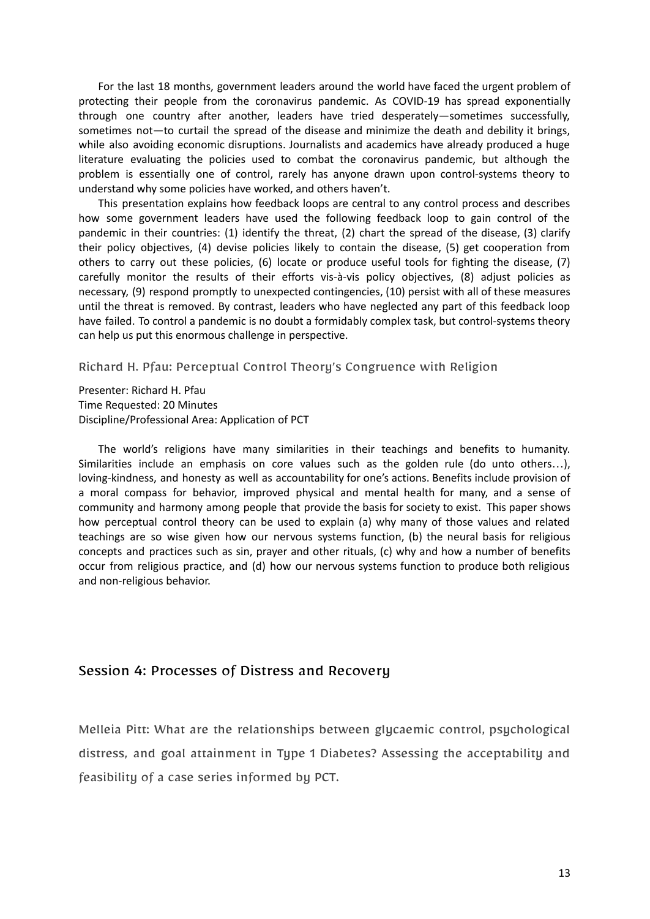For the last 18 months, government leaders around the world have faced the urgent problem of protecting their people from the coronavirus pandemic. As COVID-19 has spread exponentially through one country after another, leaders have tried desperately—sometimes successfully, sometimes not—to curtail the spread of the disease and minimize the death and debility it brings, while also avoiding economic disruptions. Journalists and academics have already produced a huge literature evaluating the policies used to combat the coronavirus pandemic, but although the problem is essentially one of control, rarely has anyone drawn upon control-systems theory to understand why some policies have worked, and others haven't.

This presentation explains how feedback loops are central to any control process and describes how some government leaders have used the following feedback loop to gain control of the pandemic in their countries: (1) identify the threat, (2) chart the spread of the disease, (3) clarify their policy objectives, (4) devise policies likely to contain the disease, (5) get cooperation from others to carry out these policies, (6) locate or produce useful tools for fighting the disease, (7) carefully monitor the results of their efforts vis-à-vis policy objectives, (8) adjust policies as necessary, (9) respond promptly to unexpected contingencies, (10) persist with all of these measures until the threat is removed. By contrast, leaders who have neglected any part of this feedback loop have failed. To control a pandemic is no doubt a formidably complex task, but control-systems theory can help us put this enormous challenge in perspective.

### Richard H. Pfau: Perceptual Control Theory's Congruence with Religion

Presenter: Richard H. Pfau
Time Requested: 20 Minutes
Discipline/Professional Area: Application of PCT

The world's religions have many similarities in their teachings and benefits to humanity. Similarities include an emphasis on core values such as the golden rule (do unto others…), loving-kindness, and honesty as well as accountability for one's actions. Benefits include provision of a moral compass for behavior, improved physical and mental health for many, and a sense of community and harmony among people that provide the basis for society to exist. This paper shows how perceptual control theory can be used to explain (a) why many of those values and related teachings are so wise given how our nervous systems function, (b) the neural basis for religious concepts and practices such as sin, prayer and other rituals, (c) why and how a number of benefits occur from religious practice, and (d) how our nervous systems function to produce both religious and non-religious behavior.

## Session 4: Processes of Distress and Recovery

### Melleia Pitt: What are the relationships between glycaemic control, psychological distress, and goal attainment in Type 1 Diabetes? Assessing the acceptability and feasibility of a case series informed by PCT.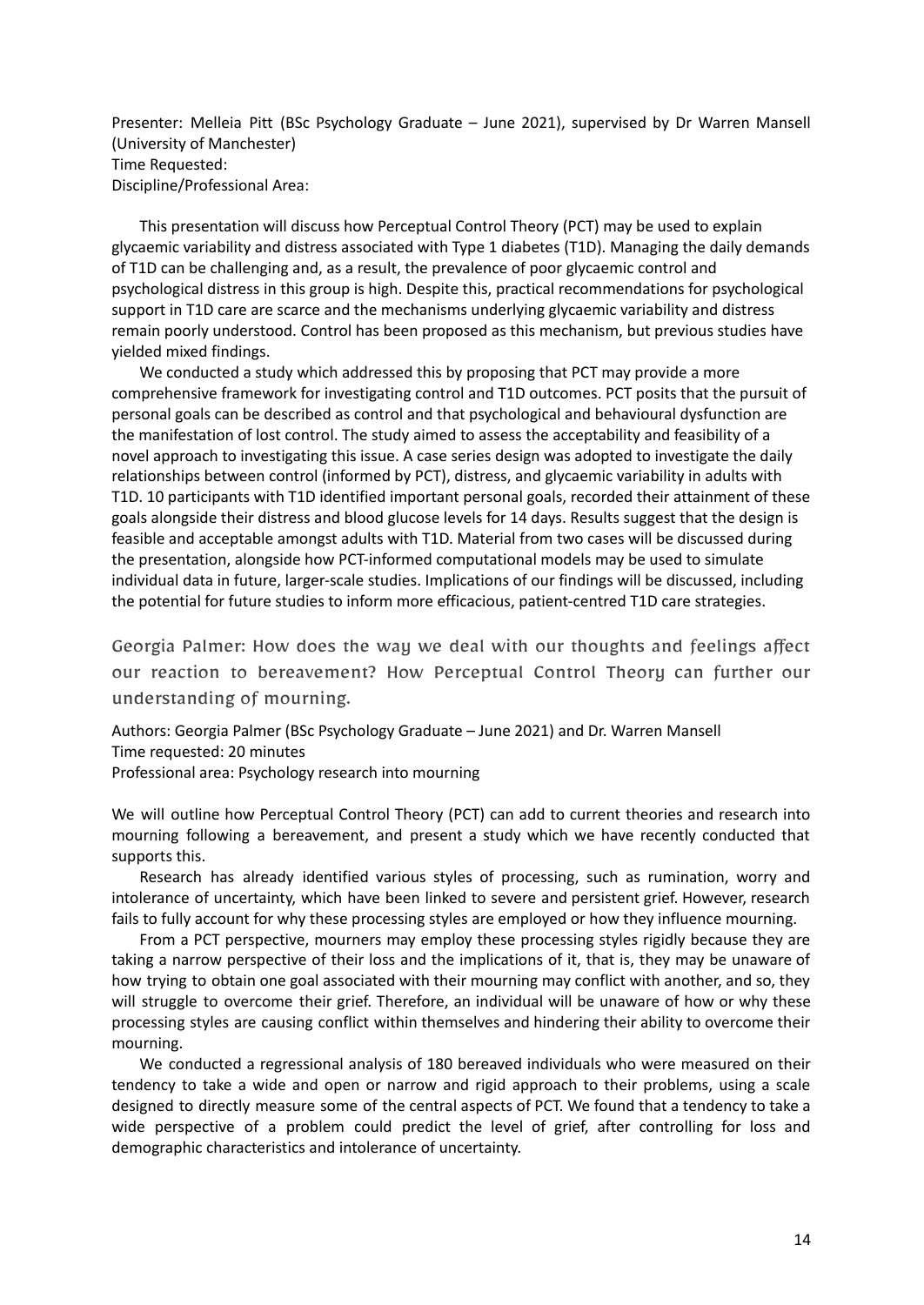Presenter: Melleia Pitt (BSc Psychology Graduate – June 2021), supervised by Dr Warren Mansell (University of Manchester)
Time Requested:
Discipline/Professional Area:

This presentation will discuss how Perceptual Control Theory (PCT) may be used to explain glycaemic variability and distress associated with Type 1 diabetes (T1D). Managing the daily demands of T1D can be challenging and, as a result, the prevalence of poor glycaemic control and psychological distress in this group is high. Despite this, practical recommendations for psychological support in T1D care are scarce and the mechanisms underlying glycaemic variability and distress remain poorly understood. Control has been proposed as this mechanism, but previous studies have yielded mixed findings.

We conducted a study which addressed this by proposing that PCT may provide a more comprehensive framework for investigating control and T1D outcomes. PCT posits that the pursuit of personal goals can be described as control and that psychological and behavioural dysfunction are the manifestation of lost control. The study aimed to assess the acceptability and feasibility of a novel approach to investigating this issue. A case series design was adopted to investigate the daily relationships between control (informed by PCT), distress, and glycaemic variability in adults with T1D. 10 participants with T1D identified important personal goals, recorded their attainment of these goals alongside their distress and blood glucose levels for 14 days. Results suggest that the design is feasible and acceptable amongst adults with T1D. Material from two cases will be discussed during the presentation, alongside how PCT-informed computational models may be used to simulate individual data in future, larger-scale studies. Implications of our findings will be discussed, including the potential for future studies to inform more efficacious, patient-centred T1D care strategies.

## Georgia Palmer: How does the way we deal with our thoughts and feelings affect our reaction to bereavement? How Perceptual Control Theory can further our understanding of mourning.

Authors: Georgia Palmer (BSc Psychology Graduate – June 2021) and Dr. Warren Mansell
Time requested: 20 minutes
Professional area: Psychology research into mourning

We will outline how Perceptual Control Theory (PCT) can add to current theories and research into mourning following a bereavement, and present a study which we have recently conducted that supports this.

Research has already identified various styles of processing, such as rumination, worry and intolerance of uncertainty, which have been linked to severe and persistent grief. However, research fails to fully account for why these processing styles are employed or how they influence mourning.

From a PCT perspective, mourners may employ these processing styles rigidly because they are taking a narrow perspective of their loss and the implications of it, that is, they may be unaware of how trying to obtain one goal associated with their mourning may conflict with another, and so, they will struggle to overcome their grief. Therefore, an individual will be unaware of how or why these processing styles are causing conflict within themselves and hindering their ability to overcome their mourning.

We conducted a regressional analysis of 180 bereaved individuals who were measured on their tendency to take a wide and open or narrow and rigid approach to their problems, using a scale designed to directly measure some of the central aspects of PCT. We found that a tendency to take a wide perspective of a problem could predict the level of grief, after controlling for loss and demographic characteristics and intolerance of uncertainty.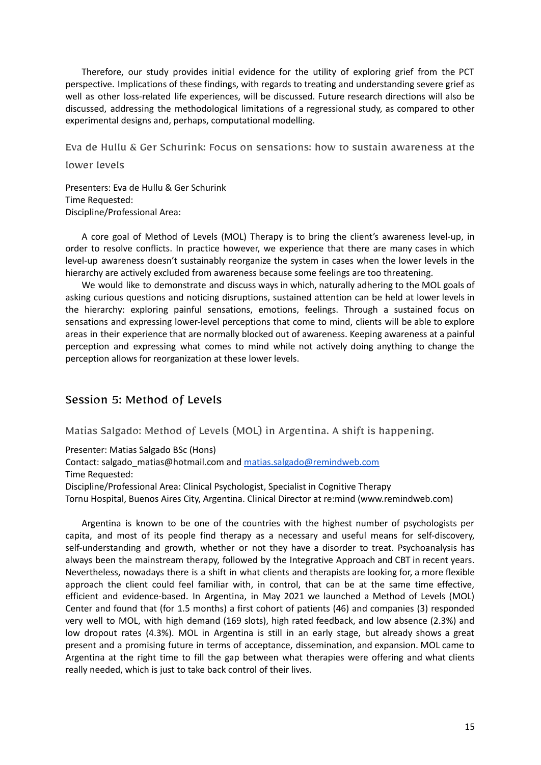Therefore, our study provides initial evidence for the utility of exploring grief from the PCT perspective. Implications of these findings, with regards to treating and understanding severe grief as well as other loss-related life experiences, will be discussed. Future research directions will also be discussed, addressing the methodological limitations of a regressional study, as compared to other experimental designs and, perhaps, computational modelling.

### Eva de Hullu & Ger Schurink: Focus on sensations: how to sustain awareness at the lower levels

Presenters: Eva de Hullu & Ger Schurink
Time Requested:
Discipline/Professional Area:

A core goal of Method of Levels (MOL) Therapy is to bring the client's awareness level-up, in order to resolve conflicts. In practice however, we experience that there are many cases in which level-up awareness doesn't sustainably reorganize the system in cases when the lower levels in the hierarchy are actively excluded from awareness because some feelings are too threatening.

We would like to demonstrate and discuss ways in which, naturally adhering to the MOL goals of asking curious questions and noticing disruptions, sustained attention can be held at lower levels in the hierarchy: exploring painful sensations, emotions, feelings. Through a sustained focus on sensations and expressing lower-level perceptions that come to mind, clients will be able to explore areas in their experience that are normally blocked out of awareness. Keeping awareness at a painful perception and expressing what comes to mind while not actively doing anything to change the perception allows for reorganization at these lower levels.

## Session 5: Method of Levels

### Matias Salgado: Method of Levels (MOL) in Argentina. A shift is happening.

Presenter: Matias Salgado BSc (Hons)
Contact: salgado_matias@hotmail.com and [matias.salgado@remindweb.com](mailto:matias.salgado@remindweb.com)
Time Requested:
Discipline/Professional Area: Clinical Psychologist, Specialist in Cognitive Therapy
Tornu Hospital, Buenos Aires City, Argentina. Clinical Director at re:mind (www.remindweb.com)

Argentina is known to be one of the countries with the highest number of psychologists per capita, and most of its people find therapy as a necessary and useful means for self-discovery, self-understanding and growth, whether or not they have a disorder to treat. Psychoanalysis has always been the mainstream therapy, followed by the Integrative Approach and CBT in recent years. Nevertheless, nowadays there is a shift in what clients and therapists are looking for, a more flexible approach the client could feel familiar with, in control, that can be at the same time effective, efficient and evidence-based. In Argentina, in May 2021 we launched a Method of Levels (MOL) Center and found that (for 1.5 months) a first cohort of patients (46) and companies (3) responded very well to MOL, with high demand (169 slots), high rated feedback, and low absence (2.3%) and low dropout rates (4.3%). MOL in Argentina is still in an early stage, but already shows a great present and a promising future in terms of acceptance, dissemination, and expansion. MOL came to Argentina at the right time to fill the gap between what therapies were offering and what clients really needed, which is just to take back control of their lives.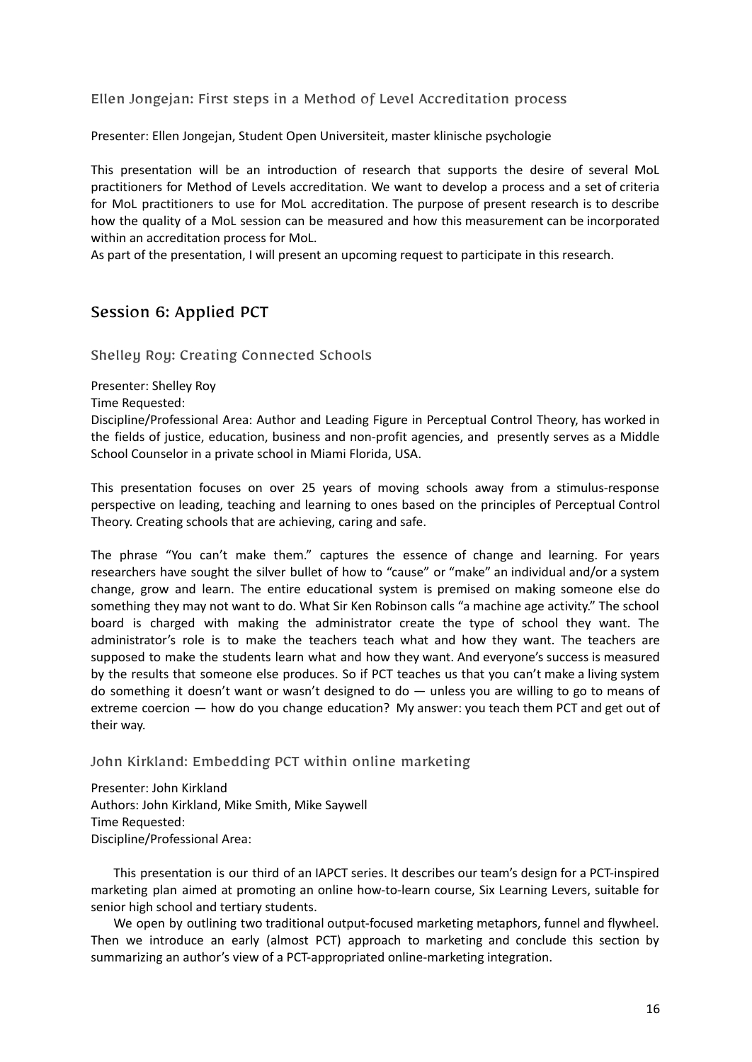### Ellen Jongejan: First steps in a Method of Level Accreditation process

Presenter: Ellen Jongejan, Student Open Universiteit, master klinische psychologie

This presentation will be an introduction of research that supports the desire of several MoL practitioners for Method of Levels accreditation. We want to develop a process and a set of criteria for MoL practitioners to use for MoL accreditation. The purpose of present research is to describe how the quality of a MoL session can be measured and how this measurement can be incorporated within an accreditation process for MoL.
As part of the presentation, I will present an upcoming request to participate in this research.

## Session 6: Applied PCT

### Shelley Roy: Creating Connected Schools

Presenter: Shelley Roy
Time Requested:
Discipline/Professional Area: Author and Leading Figure in Perceptual Control Theory, has worked in the fields of justice, education, business and non-profit agencies, and presently serves as a Middle School Counselor in a private school in Miami Florida, USA.

This presentation focuses on over 25 years of moving schools away from a stimulus-response perspective on leading, teaching and learning to ones based on the principles of Perceptual Control Theory. Creating schools that are achieving, caring and safe.

The phrase "You can't make them." captures the essence of change and learning. For years researchers have sought the silver bullet of how to "cause" or "make" an individual and/or a system change, grow and learn. The entire educational system is premised on making someone else do something they may not want to do. What Sir Ken Robinson calls "a machine age activity." The school board is charged with making the administrator create the type of school they want. The administrator's role is to make the teachers teach what and how they want. The teachers are supposed to make the students learn what and how they want. And everyone's success is measured by the results that someone else produces. So if PCT teaches us that you can't make a living system do something it doesn't want or wasn't designed to do — unless you are willing to go to means of extreme coercion — how do you change education? My answer: you teach them PCT and get out of their way.

### John Kirkland: Embedding PCT within online marketing

Presenter: John Kirkland
Authors: John Kirkland, Mike Smith, Mike Saywell
Time Requested:
Discipline/Professional Area:

This presentation is our third of an IAPCT series. It describes our team's design for a PCT-inspired marketing plan aimed at promoting an online how-to-learn course, Six Learning Levers, suitable for senior high school and tertiary students.

We open by outlining two traditional output-focused marketing metaphors, funnel and flywheel. Then we introduce an early (almost PCT) approach to marketing and conclude this section by summarizing an author's view of a PCT-appropriated online-marketing integration.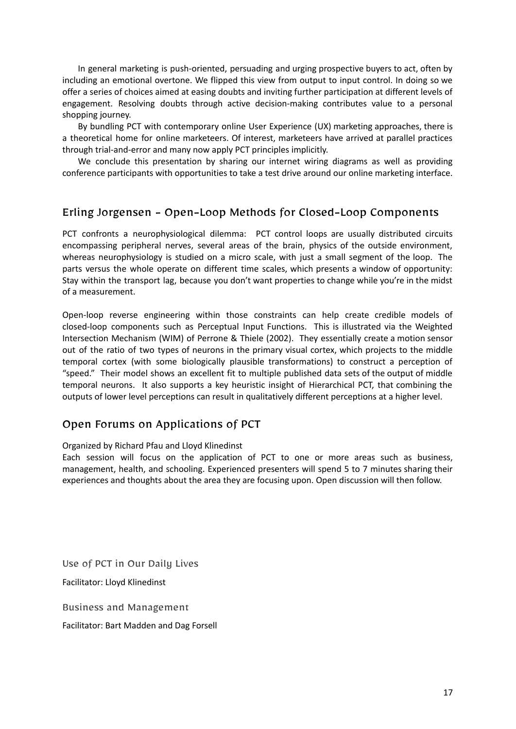In general marketing is push-oriented, persuading and urging prospective buyers to act, often by including an emotional overtone. We flipped this view from output to input control. In doing so we offer a series of choices aimed at easing doubts and inviting further participation at different levels of engagement. Resolving doubts through active decision-making contributes value to a personal shopping journey.

By bundling PCT with contemporary online User Experience (UX) marketing approaches, there is a theoretical home for online marketeers. Of interest, marketeers have arrived at parallel practices through trial-and-error and many now apply PCT principles implicitly.

We conclude this presentation by sharing our internet wiring diagrams as well as providing conference participants with opportunities to take a test drive around our online marketing interface.

## Erling Jorgensen - Open-Loop Methods for Closed-Loop Components

PCT confronts a neurophysiological dilemma: PCT control loops are usually distributed circuits encompassing peripheral nerves, several areas of the brain, physics of the outside environment, whereas neurophysiology is studied on a micro scale, with just a small segment of the loop. The parts versus the whole operate on different time scales, which presents a window of opportunity: Stay within the transport lag, because you don't want properties to change while you're in the midst of a measurement.

Open-loop reverse engineering within those constraints can help create credible models of closed-loop components such as Perceptual Input Functions. This is illustrated via the Weighted Intersection Mechanism (WIM) of Perrone & Thiele (2002). They essentially create a motion sensor out of the ratio of two types of neurons in the primary visual cortex, which projects to the middle temporal cortex (with some biologically plausible transformations) to construct a perception of "speed." Their model shows an excellent fit to multiple published data sets of the output of middle temporal neurons. It also supports a key heuristic insight of Hierarchical PCT, that combining the outputs of lower level perceptions can result in qualitatively different perceptions at a higher level.

## Open Forums on Applications of PCT

Organized by Richard Pfau and Lloyd Klinedinst

Each session will focus on the application of PCT to one or more areas such as business, management, health, and schooling. Experienced presenters will spend 5 to 7 minutes sharing their experiences and thoughts about the area they are focusing upon. Open discussion will then follow.

### Use of PCT in Our Daily Lives

Facilitator: Lloyd Klinedinst

### Business and Management

Facilitator: Bart Madden and Dag Forsell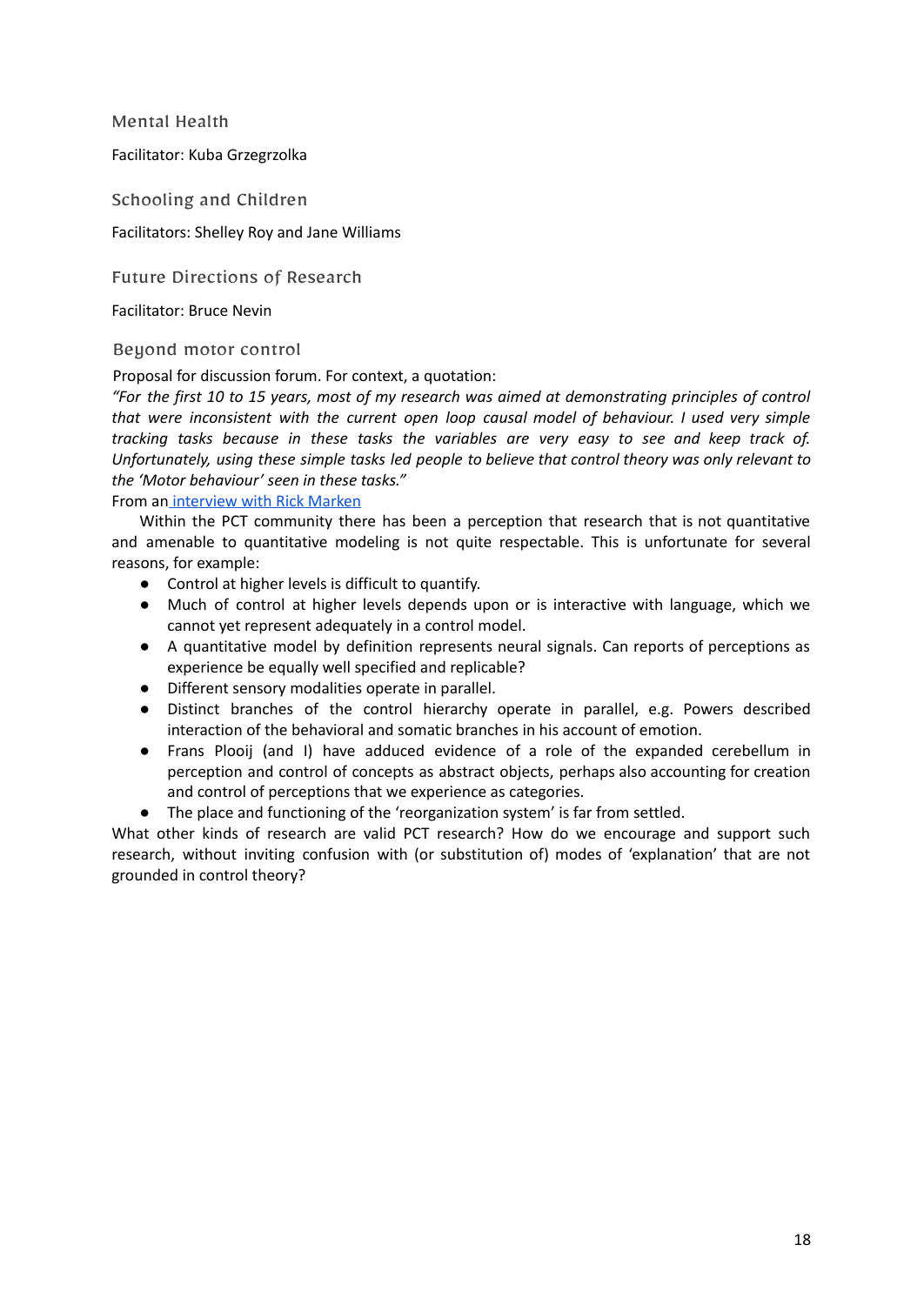### Mental Health

Facilitator: Kuba Grzegrzolka

### Schooling and Children

Facilitators: Shelley Roy and Jane Williams

### Future Directions of Research

Facilitator: Bruce Nevin

### Beyond motor control

Proposal for discussion forum. For context, a quotation:

*"For the first 10 to 15 years, most of my research was aimed at demonstrating principles of control that were inconsistent with the current open loop causal model of behaviour. I used very simple tracking tasks because in these tasks the variables are very easy to see and keep track of. Unfortunately, using these simple tasks led people to believe that control theory was only relevant to the 'Motor behaviour' seen in these tasks."*

From an interview with Rick Marken

Within the PCT community there has been a perception that research that is not quantitative and amenable to quantitative modeling is not quite respectable. This is unfortunate for several reasons, for example:

- Control at higher levels is difficult to quantify.
- Much of control at higher levels depends upon or is interactive with language, which we cannot yet represent adequately in a control model.
- A quantitative model by definition represents neural signals. Can reports of perceptions as experience be equally well specified and replicable?
- Different sensory modalities operate in parallel.
- Distinct branches of the control hierarchy operate in parallel, e.g. Powers described interaction of the behavioral and somatic branches in his account of emotion.
- Frans Plooij (and I) have adduced evidence of a role of the expanded cerebellum in perception and control of concepts as abstract objects, perhaps also accounting for creation and control of perceptions that we experience as categories.
- The place and functioning of the 'reorganization system' is far from settled.

What other kinds of research are valid PCT research? How do we encourage and support such research, without inviting confusion with (or substitution of) modes of 'explanation' that are not grounded in control theory?